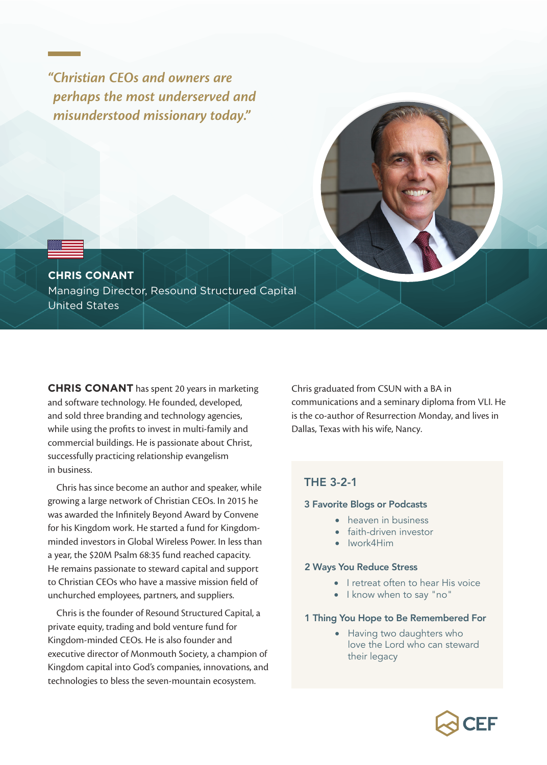*"Christian CEOs and owners are perhaps the most underserved and misunderstood missionary today."*

**CHRIS CONANT**
Managing Director, Resound Structured Capital
United States

**CHRIS CONANT** has spent 20 years in marketing and software technology. He founded, developed, and sold three branding and technology agencies, while using the profits to invest in multi-family and commercial buildings. He is passionate about Christ, successfully practicing relationship evangelism in business.

Chris has since become an author and speaker, while growing a large network of Christian CEOs. In 2015 he was awarded the Infinitely Beyond Award by Convene for his Kingdom work. He started a fund for Kingdom-minded investors in Global Wireless Power. In less than a year, the $20M Psalm 68:35 fund reached capacity. He remains passionate to steward capital and support to Christian CEOs who have a massive mission field of unchurched employees, partners, and suppliers.

Chris is the founder of Resound Structured Capital, a private equity, trading and bold venture fund for Kingdom-minded CEOs. He is also founder and executive director of Monmouth Society, a champion of Kingdom capital into God's companies, innovations, and technologies to bless the seven-mountain ecosystem.

Chris graduated from CSUN with a BA in communications and a seminary diploma from VLI. He is the co-author of Resurrection Monday, and lives in Dallas, Texas with his wife, Nancy.

## THE 3-2-1

### 3 Favorite Blogs or Podcasts

- heaven in business
- faith-driven investor
- Iwork4Him

### 2 Ways You Reduce Stress

- I retreat often to hear His voice
- I know when to say "no"

### 1 Thing You Hope to Be Remembered For

- Having two daughters who love the Lord who can steward their legacy

CEF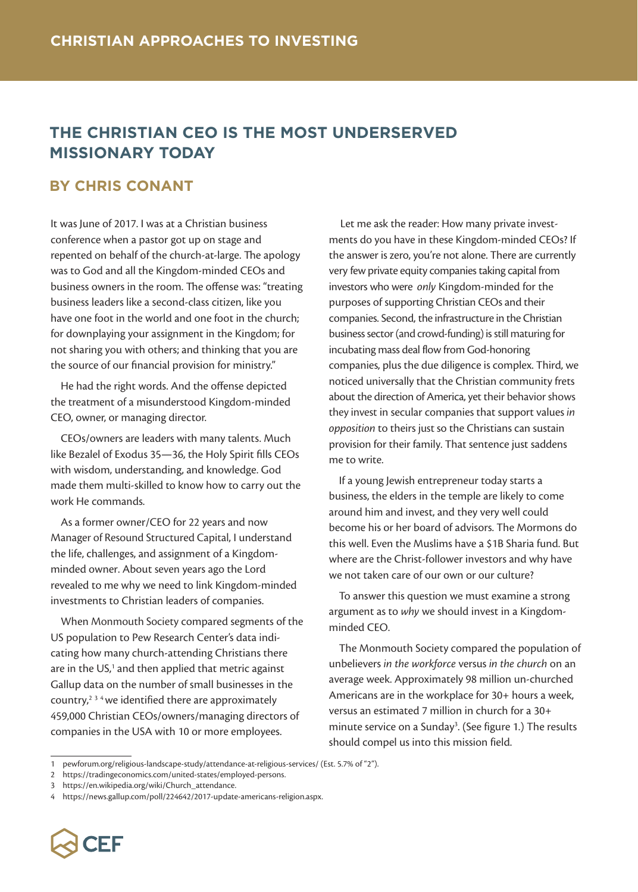## THE CHRISTIAN CEO IS THE MOST UNDERSERVED MISSIONARY TODAY

### BY CHRIS CONANT

It was June of 2017. I was at a Christian business conference when a pastor got up on stage and repented on behalf of the church-at-large. The apology was to God and all the Kingdom-minded CEOs and business owners in the room. The offense was: "treating business leaders like a second-class citizen, like you have one foot in the world and one foot in the church; for downplaying your assignment in the Kingdom; for not sharing you with others; and thinking that you are the source of our financial provision for ministry."

He had the right words. And the offense depicted the treatment of a misunderstood Kingdom-minded CEO, owner, or managing director.

CEOs/owners are leaders with many talents. Much like Bezalel of Exodus 35—36, the Holy Spirit fills CEOs with wisdom, understanding, and knowledge. God made them multi-skilled to know how to carry out the work He commands.

As a former owner/CEO for 22 years and now Manager of Resound Structured Capital, I understand the life, challenges, and assignment of a Kingdom-minded owner. About seven years ago the Lord revealed to me why we need to link Kingdom-minded investments to Christian leaders of companies.

When Monmouth Society compared segments of the US population to Pew Research Center's data indicating how many church-attending Christians there are in the US,[1] and then applied that metric against Gallup data on the number of small businesses in the country,[2] [3] [4] we identified there are approximately 459,000 Christian CEOs/owners/managing directors of companies in the USA with 10 or more employees.

Let me ask the reader: How many private investments do you have in these Kingdom-minded CEOs? If the answer is zero, you're not alone. There are currently very few private equity companies taking capital from investors who were *only* Kingdom-minded for the purposes of supporting Christian CEOs and their companies. Second, the infrastructure in the Christian business sector (and crowd-funding) is still maturing for incubating mass deal flow from God-honoring companies, plus the due diligence is complex. Third, we noticed universally that the Christian community frets about the direction of America, yet their behavior shows they invest in secular companies that support values *in opposition* to theirs just so the Christians can sustain provision for their family. That sentence just saddens me to write.

If a young Jewish entrepreneur today starts a business, the elders in the temple are likely to come around him and invest, and they very well could become his or her board of advisors. The Mormons do this well. Even the Muslims have a $1B Sharia fund. But where are the Christ-follower investors and why have we not taken care of our own or our culture?

To answer this question we must examine a strong argument as to *why* we should invest in a Kingdom-minded CEO.

The Monmouth Society compared the population of unbelievers *in the workforce* versus *in the church* on an average week. Approximately 98 million un-churched Americans are in the workplace for 30+ hours a week, versus an estimated 7 million in church for a 30+ minute service on a Sunday[3]. (See figure 1.) The results should compel us into this mission field.

---

1 pewforum.org/religious-landscape-study/attendance-at-religious-services/ (Est. 5.7% of "2").
2 https://tradingeconomics.com/united-states/employed-persons.
3 https://en.wikipedia.org/wiki/Church_attendance.
4 https://news.gallup.com/poll/224642/2017-update-americans-religion.aspx.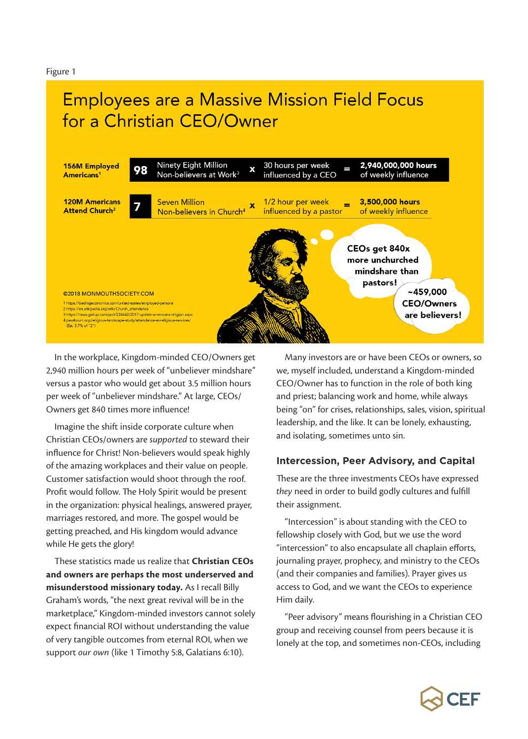Figure 1

## Employees are a Massive Mission Field Focus for a Christian CEO/Owner

| | | | | | | |
|---|---|---|---|---|---|---|
| 156M Employed Americans[1] | 98 | Ninety Eight Million Non-believers at Work[3] | x | 30 hours per week influenced by a CEO | = | 2,940,000,000 hours of weekly influence |
| 120M Americans Attend Church[2] | 7 | Seven Million Non-believers in Church[4] | x | 1/2 hour per week influenced by a pastor | = | 3,500,000 hours of weekly influence |

CEOs get 840x more unchurched mindshare than pastors!

~459,000 CEO/Owners are believers!

©2018 MONMOUTHSOCIETY.COM

1 https://tradingeconomics.com/united-states/employed-persons
2 https://en.wikipedia.org/wiki/Church_attendance
3 https://news.gallup.com/poll/224642/2017-update-americans-religion.aspx
4 pewforum.org/religious-landscape-study/attendance-at-religious-services/ (Est. 5.7% of "2")

In the workplace, Kingdom-minded CEO/Owners get 2,940 million hours per week of "unbeliever mindshare" versus a pastor who would get about 3.5 million hours per week of "unbeliever mindshare." At large, CEOs/Owners get 840 times more influence!

Imagine the shift inside corporate culture when Christian CEOs/owners are *supported* to steward their influence for Christ! Non-believers would speak highly of the amazing workplaces and their value on people. Customer satisfaction would shoot through the roof. Profit would follow. The Holy Spirit would be present in the organization: physical healings, answered prayer, marriages restored, and more. The gospel would be getting preached, and His kingdom would advance while He gets the glory!

These statistics made us realize that **Christian CEOs and owners are perhaps the most underserved and misunderstood missionary today.** As I recall Billy Graham's words, "the next great revival will be in the marketplace," Kingdom-minded investors cannot solely expect financial ROI without understanding the value of very tangible outcomes from eternal ROI, when we support *our own* (like 1 Timothy 5:8, Galatians 6:10).

Many investors are or have been CEOs or owners, so we, myself included, understand a Kingdom-minded CEO/Owner has to function in the role of both king and priest; balancing work and home, while always being "on" for crises, relationships, sales, vision, spiritual leadership, and the like. It can be lonely, exhausting, and isolating, sometimes unto sin.

### Intercession, Peer Advisory, and Capital

These are the three investments CEOs have expressed *they* need in order to build godly cultures and fulfill their assignment.

"Intercession" is about standing with the CEO to fellowship closely with God, but we use the word "intercession" to also encapsulate all chaplain efforts, journaling prayer, prophecy, and ministry to the CEOs (and their companies and families). Prayer gives us access to God, and we want the CEOs to experience Him daily.

"Peer advisory" means flourishing in a Christian CEO group and receiving counsel from peers because it is lonely at the top, and sometimes non-CEOs, including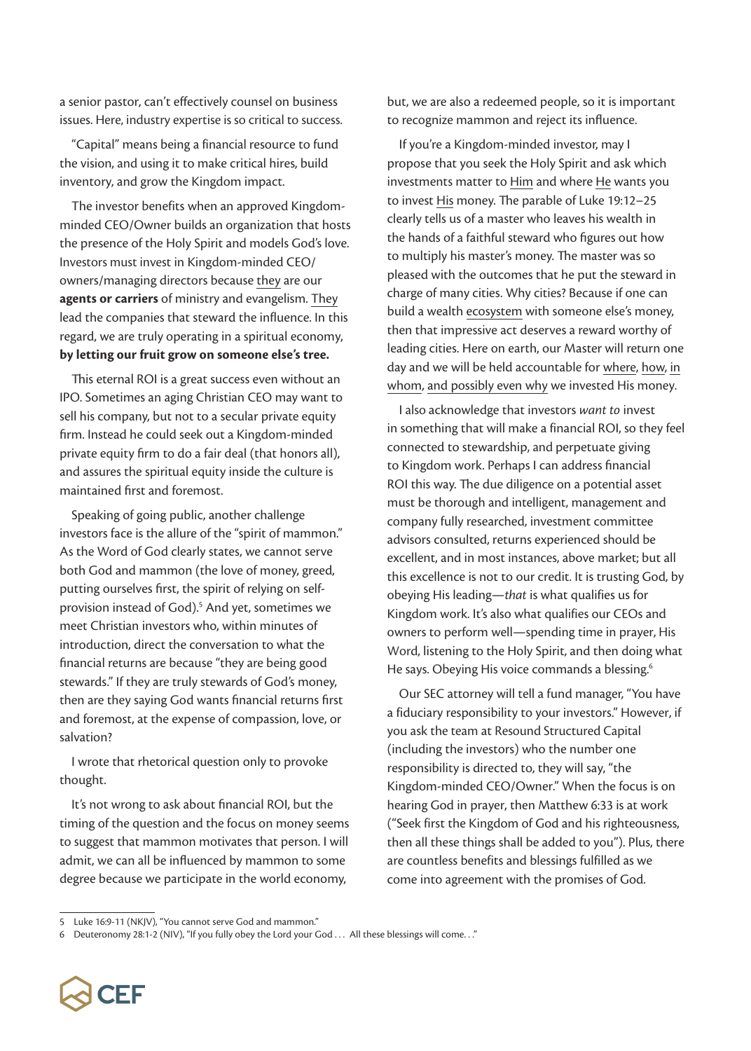a senior pastor, can't effectively counsel on business issues. Here, industry expertise is so critical to success.

"Capital" means being a financial resource to fund the vision, and using it to make critical hires, build inventory, and grow the Kingdom impact.

The investor benefits when an approved Kingdom-minded CEO/Owner builds an organization that hosts the presence of the Holy Spirit and models God's love. Investors must invest in Kingdom-minded CEO/owners/managing directors because they are our **agents or carriers** of ministry and evangelism. They lead the companies that steward the influence. In this regard, we are truly operating in a spiritual economy, **by letting our fruit grow on someone else's tree.**

This eternal ROI is a great success even without an IPO. Sometimes an aging Christian CEO may want to sell his company, but not to a secular private equity firm. Instead he could seek out a Kingdom-minded private equity firm to do a fair deal (that honors all), and assures the spiritual equity inside the culture is maintained first and foremost.

Speaking of going public, another challenge investors face is the allure of the "spirit of mammon." As the Word of God clearly states, we cannot serve both God and mammon (the love of money, greed, putting ourselves first, the spirit of relying on self-provision instead of God).[5] And yet, sometimes we meet Christian investors who, within minutes of introduction, direct the conversation to what the financial returns are because "they are being good stewards." If they are truly stewards of God's money, then are they saying God wants financial returns first and foremost, at the expense of compassion, love, or salvation?

I wrote that rhetorical question only to provoke thought.

It's not wrong to ask about financial ROI, but the timing of the question and the focus on money seems to suggest that mammon motivates that person. I will admit, we can all be influenced by mammon to some degree because we participate in the world economy, but, we are also a redeemed people, so it is important to recognize mammon and reject its influence.

If you're a Kingdom-minded investor, may I propose that you seek the Holy Spirit and ask which investments matter to Him and where He wants you to invest His money. The parable of Luke 19:12–25 clearly tells us of a master who leaves his wealth in the hands of a faithful steward who figures out how to multiply his master's money. The master was so pleased with the outcomes that he put the steward in charge of many cities. Why cities? Because if one can build a wealth ecosystem with someone else's money, then that impressive act deserves a reward worthy of leading cities. Here on earth, our Master will return one day and we will be held accountable for where, how, in whom, and possibly even why we invested His money.

I also acknowledge that investors *want to* invest in something that will make a financial ROI, so they feel connected to stewardship, and perpetuate giving to Kingdom work. Perhaps I can address financial ROI this way. The due diligence on a potential asset must be thorough and intelligent, management and company fully researched, investment committee advisors consulted, returns experienced should be excellent, and in most instances, above market; but all this excellence is not to our credit. It is trusting God, by obeying His leading—*that* is what qualifies us for Kingdom work. It's also what qualifies our CEOs and owners to perform well—spending time in prayer, His Word, listening to the Holy Spirit, and then doing what He says. Obeying His voice commands a blessing.[6]

Our SEC attorney will tell a fund manager, "You have a fiduciary responsibility to your investors." However, if you ask the team at Resound Structured Capital (including the investors) who the number one responsibility is directed to, they will say, "the Kingdom-minded CEO/Owner." When the focus is on hearing God in prayer, then Matthew 6:33 is at work ("Seek first the Kingdom of God and his righteousness, then all these things shall be added to you"). Plus, there are countless benefits and blessings fulfilled as we come into agreement with the promises of God.

---

5 Luke 16:9-11 (NKJV), "You cannot serve God and mammon."

6 Deuteronomy 28:1-2 (NIV), "If you fully obey the Lord your God . . . All these blessings will come. . ."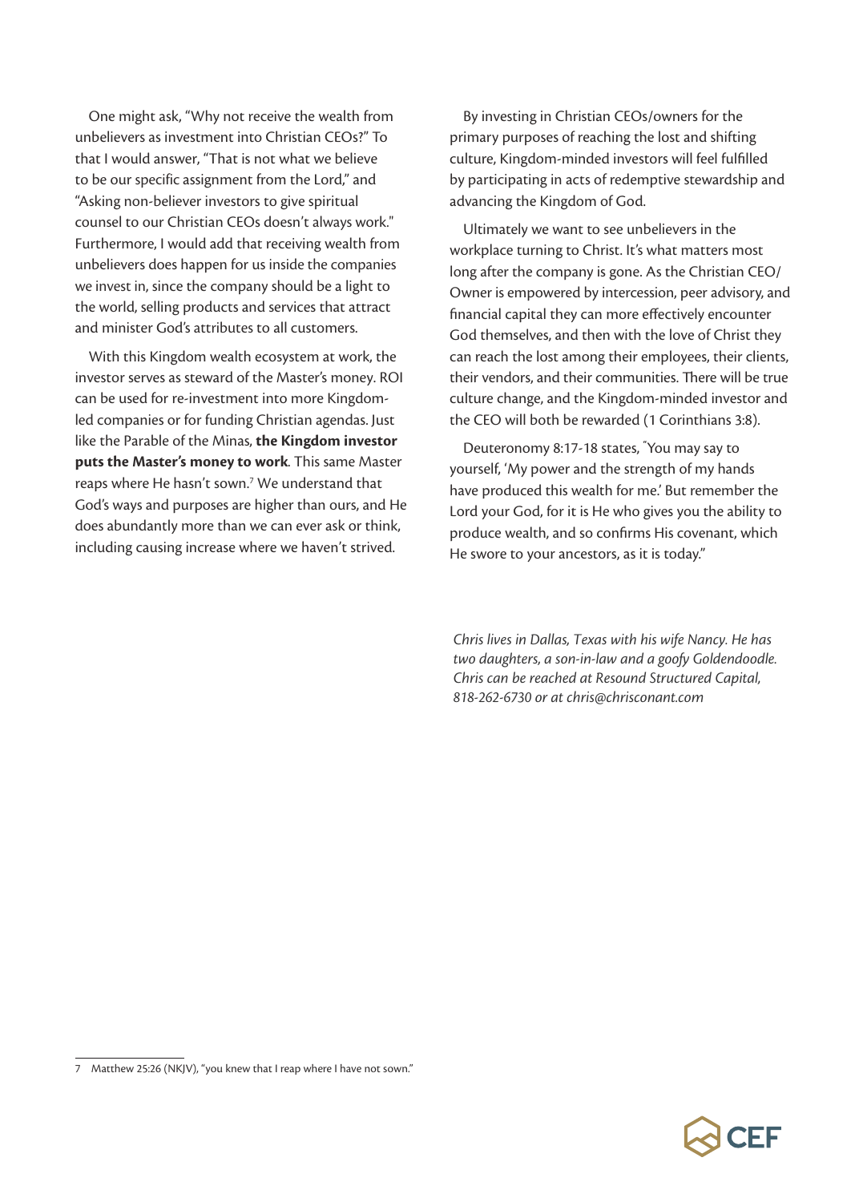One might ask, "Why not receive the wealth from unbelievers as investment into Christian CEOs?" To that I would answer, "That is not what we believe to be our specific assignment from the Lord," and "Asking non-believer investors to give spiritual counsel to our Christian CEOs doesn't always work." Furthermore, I would add that receiving wealth from unbelievers does happen for us inside the companies we invest in, since the company should be a light to the world, selling products and services that attract and minister God's attributes to all customers.

With this Kingdom wealth ecosystem at work, the investor serves as steward of the Master's money. ROI can be used for re-investment into more Kingdom-led companies or for funding Christian agendas. Just like the Parable of the Minas, **the Kingdom investor puts the Master's money to work**. This same Master reaps where He hasn't sown.[7] We understand that God's ways and purposes are higher than ours, and He does abundantly more than we can ever ask or think, including causing increase where we haven't strived.

By investing in Christian CEOs/owners for the primary purposes of reaching the lost and shifting culture, Kingdom-minded investors will feel fulfilled by participating in acts of redemptive stewardship and advancing the Kingdom of God.

Ultimately we want to see unbelievers in the workplace turning to Christ. It's what matters most long after the company is gone. As the Christian CEO/Owner is empowered by intercession, peer advisory, and financial capital they can more effectively encounter God themselves, and then with the love of Christ they can reach the lost among their employees, their clients, their vendors, and their communities. There will be true culture change, and the Kingdom-minded investor and the CEO will both be rewarded (1 Corinthians 3:8).

Deuteronomy 8:17-18 states, "You may say to yourself, 'My power and the strength of my hands have produced this wealth for me.' But remember the Lord your God, for it is He who gives you the ability to produce wealth, and so confirms His covenant, which He swore to your ancestors, as it is today."

*Chris lives in Dallas, Texas with his wife Nancy. He has two daughters, a son-in-law and a goofy Goldendoodle. Chris can be reached at Resound Structured Capital, 818-262-6730 or at chris@chrisconant.com*

---

7 Matthew 25:26 (NKJV), "you knew that I reap where I have not sown."